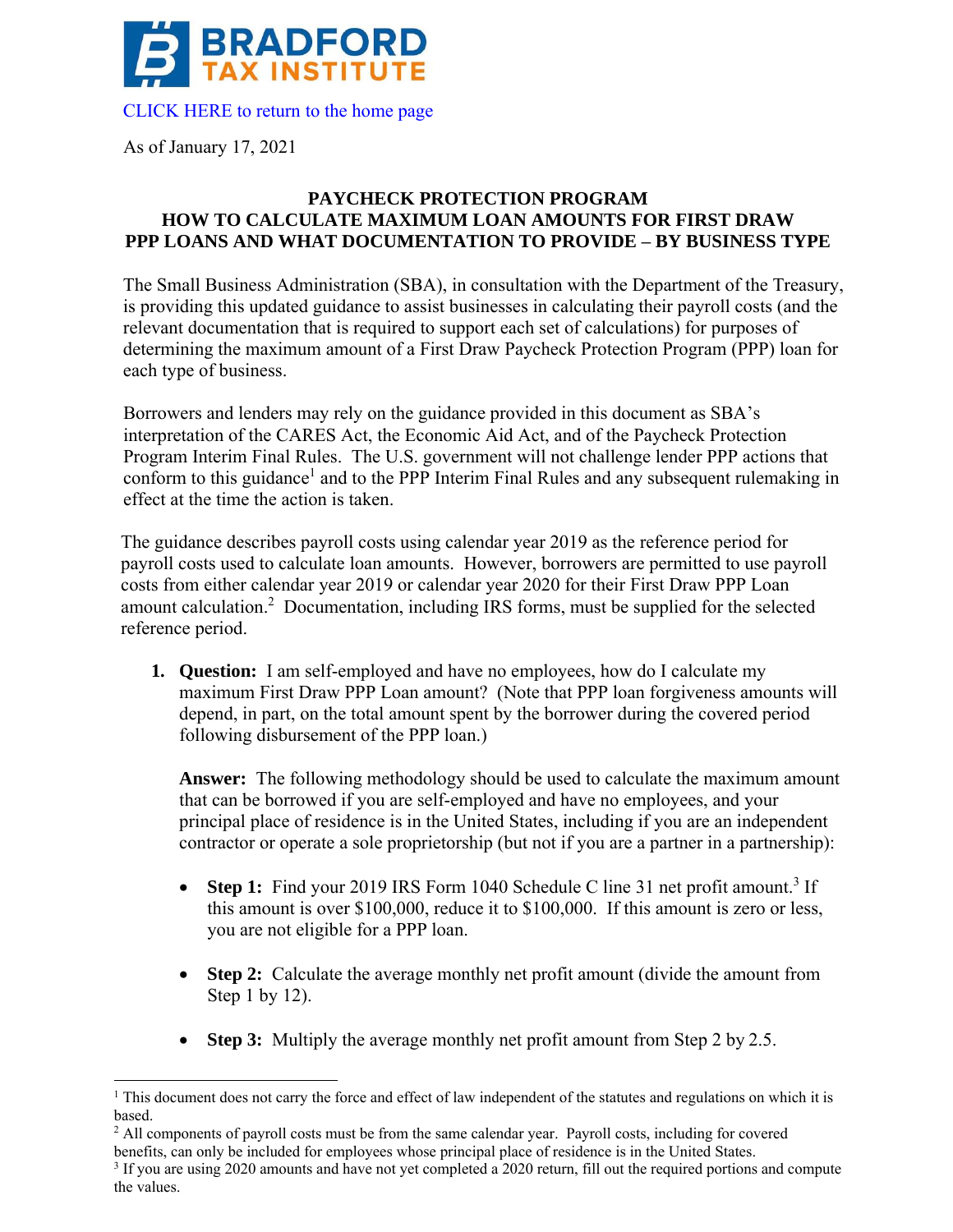BRADFORD TAX INSTITUTE

CLICK HERE to return to the home page

As of January 17, 2021

## PAYCHECK PROTECTION PROGRAM HOW TO CALCULATE MAXIMUM LOAN AMOUNTS FOR FIRST DRAW PPP LOANS AND WHAT DOCUMENTATION TO PROVIDE – BY BUSINESS TYPE

The Small Business Administration (SBA), in consultation with the Department of the Treasury, is providing this updated guidance to assist businesses in calculating their payroll costs (and the relevant documentation that is required to support each set of calculations) for purposes of determining the maximum amount of a First Draw Paycheck Protection Program (PPP) loan for each type of business.

Borrowers and lenders may rely on the guidance provided in this document as SBA's interpretation of the CARES Act, the Economic Aid Act, and of the Paycheck Protection Program Interim Final Rules. The U.S. government will not challenge lender PPP actions that conform to this guidance[1] and to the PPP Interim Final Rules and any subsequent rulemaking in effect at the time the action is taken.

The guidance describes payroll costs using calendar year 2019 as the reference period for payroll costs used to calculate loan amounts. However, borrowers are permitted to use payroll costs from either calendar year 2019 or calendar year 2020 for their First Draw PPP Loan amount calculation.[2] Documentation, including IRS forms, must be supplied for the selected reference period.

1. **Question:** I am self-employed and have no employees, how do I calculate my maximum First Draw PPP Loan amount? (Note that PPP loan forgiveness amounts will depend, in part, on the total amount spent by the borrower during the covered period following disbursement of the PPP loan.)

   **Answer:** The following methodology should be used to calculate the maximum amount that can be borrowed if you are self-employed and have no employees, and your principal place of residence is in the United States, including if you are an independent contractor or operate a sole proprietorship (but not if you are a partner in a partnership):

   - **Step 1:** Find your 2019 IRS Form 1040 Schedule C line 31 net profit amount.[3] If this amount is over \$100,000, reduce it to \$100,000. If this amount is zero or less, you are not eligible for a PPP loan.
   - **Step 2:** Calculate the average monthly net profit amount (divide the amount from Step 1 by 12).
   - **Step 3:** Multiply the average monthly net profit amount from Step 2 by 2.5.

---

[1] This document does not carry the force and effect of law independent of the statutes and regulations on which it is based.

[2] All components of payroll costs must be from the same calendar year. Payroll costs, including for covered benefits, can only be included for employees whose principal place of residence is in the United States.

[3] If you are using 2020 amounts and have not yet completed a 2020 return, fill out the required portions and compute the values.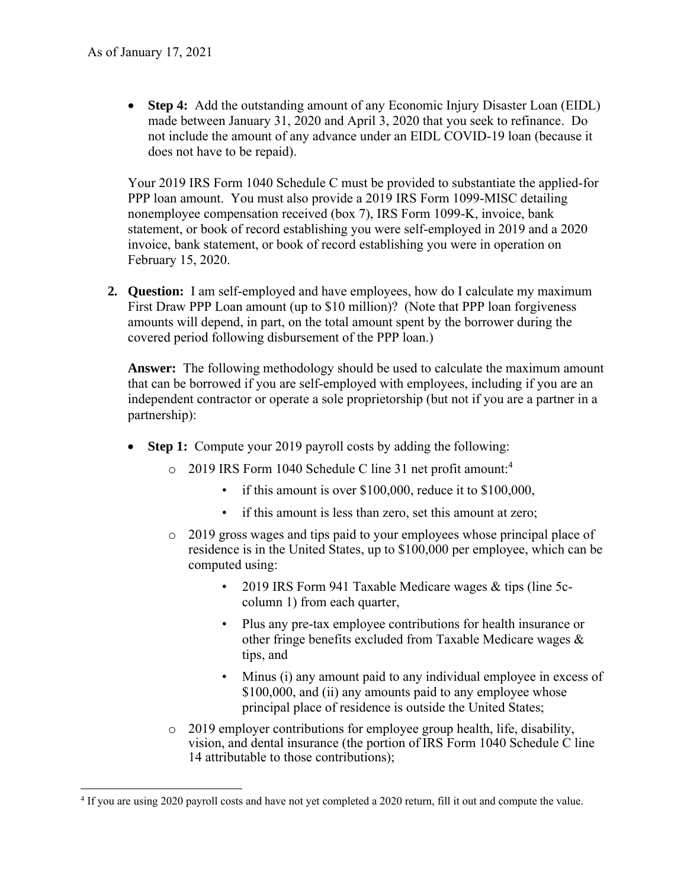As of January 17, 2021

- **Step 4:** Add the outstanding amount of any Economic Injury Disaster Loan (EIDL) made between January 31, 2020 and April 3, 2020 that you seek to refinance. Do not include the amount of any advance under an EIDL COVID-19 loan (because it does not have to be repaid).

Your 2019 IRS Form 1040 Schedule C must be provided to substantiate the applied-for PPP loan amount. You must also provide a 2019 IRS Form 1099-MISC detailing nonemployee compensation received (box 7), IRS Form 1099-K, invoice, bank statement, or book of record establishing you were self-employed in 2019 and a 2020 invoice, bank statement, or book of record establishing you were in operation on February 15, 2020.

2. **Question:** I am self-employed and have employees, how do I calculate my maximum First Draw PPP Loan amount (up to $10 million)? (Note that PPP loan forgiveness amounts will depend, in part, on the total amount spent by the borrower during the covered period following disbursement of the PPP loan.)

   **Answer:** The following methodology should be used to calculate the maximum amount that can be borrowed if you are self-employed with employees, including if you are an independent contractor or operate a sole proprietorship (but not if you are a partner in a partnership):

   - **Step 1:** Compute your 2019 payroll costs by adding the following:
     - 2019 IRS Form 1040 Schedule C line 31 net profit amount:[4]
       - if this amount is over $100,000, reduce it to $100,000,
       - if this amount is less than zero, set this amount at zero;
     - 2019 gross wages and tips paid to your employees whose principal place of residence is in the United States, up to $100,000 per employee, which can be computed using:
       - 2019 IRS Form 941 Taxable Medicare wages & tips (line 5c-column 1) from each quarter,
       - Plus any pre-tax employee contributions for health insurance or other fringe benefits excluded from Taxable Medicare wages & tips, and
       - Minus (i) any amount paid to any individual employee in excess of $100,000, and (ii) any amounts paid to any employee whose principal place of residence is outside the United States;
     - 2019 employer contributions for employee group health, life, disability, vision, and dental insurance (the portion of IRS Form 1040 Schedule C line 14 attributable to those contributions);

[4] If you are using 2020 payroll costs and have not yet completed a 2020 return, fill it out and compute the value.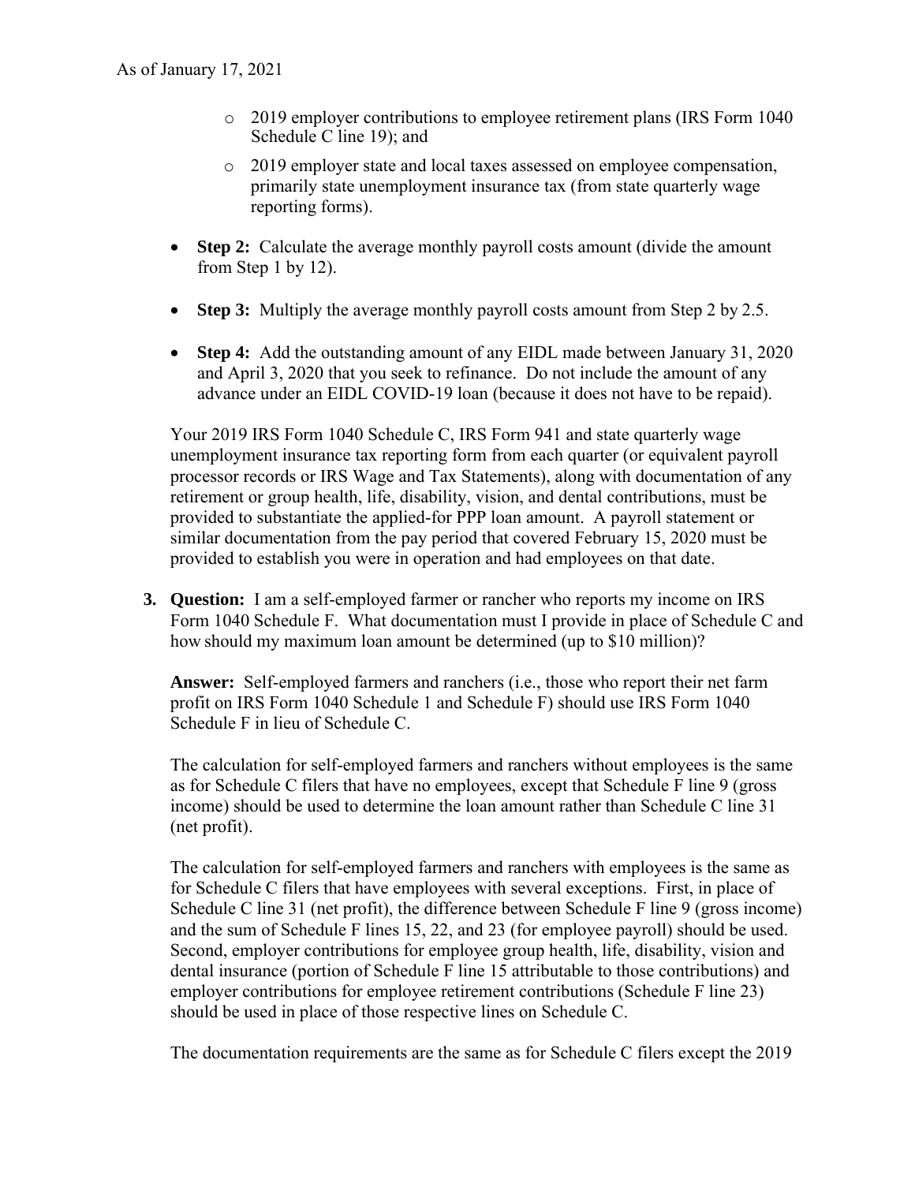- 2019 employer contributions to employee retirement plans (IRS Form 1040 Schedule C line 19); and
- 2019 employer state and local taxes assessed on employee compensation, primarily state unemployment insurance tax (from state quarterly wage reporting forms).

- **Step 2:** Calculate the average monthly payroll costs amount (divide the amount from Step 1 by 12).

- **Step 3:** Multiply the average monthly payroll costs amount from Step 2 by 2.5.

- **Step 4:** Add the outstanding amount of any EIDL made between January 31, 2020 and April 3, 2020 that you seek to refinance. Do not include the amount of any advance under an EIDL COVID-19 loan (because it does not have to be repaid).

Your 2019 IRS Form 1040 Schedule C, IRS Form 941 and state quarterly wage unemployment insurance tax reporting form from each quarter (or equivalent payroll processor records or IRS Wage and Tax Statements), along with documentation of any retirement or group health, life, disability, vision, and dental contributions, must be provided to substantiate the applied-for PPP loan amount. A payroll statement or similar documentation from the pay period that covered February 15, 2020 must be provided to establish you were in operation and had employees on that date.

3. **Question:** I am a self-employed farmer or rancher who reports my income on IRS Form 1040 Schedule F. What documentation must I provide in place of Schedule C and how should my maximum loan amount be determined (up to $10 million)?

   **Answer:** Self-employed farmers and ranchers (i.e., those who report their net farm profit on IRS Form 1040 Schedule 1 and Schedule F) should use IRS Form 1040 Schedule F in lieu of Schedule C.

   The calculation for self-employed farmers and ranchers without employees is the same as for Schedule C filers that have no employees, except that Schedule F line 9 (gross income) should be used to determine the loan amount rather than Schedule C line 31 (net profit).

   The calculation for self-employed farmers and ranchers with employees is the same as for Schedule C filers that have employees with several exceptions. First, in place of Schedule C line 31 (net profit), the difference between Schedule F line 9 (gross income) and the sum of Schedule F lines 15, 22, and 23 (for employee payroll) should be used. Second, employer contributions for employee group health, life, disability, vision and dental insurance (portion of Schedule F line 15 attributable to those contributions) and employer contributions for employee retirement contributions (Schedule F line 23) should be used in place of those respective lines on Schedule C.

   The documentation requirements are the same as for Schedule C filers except the 2019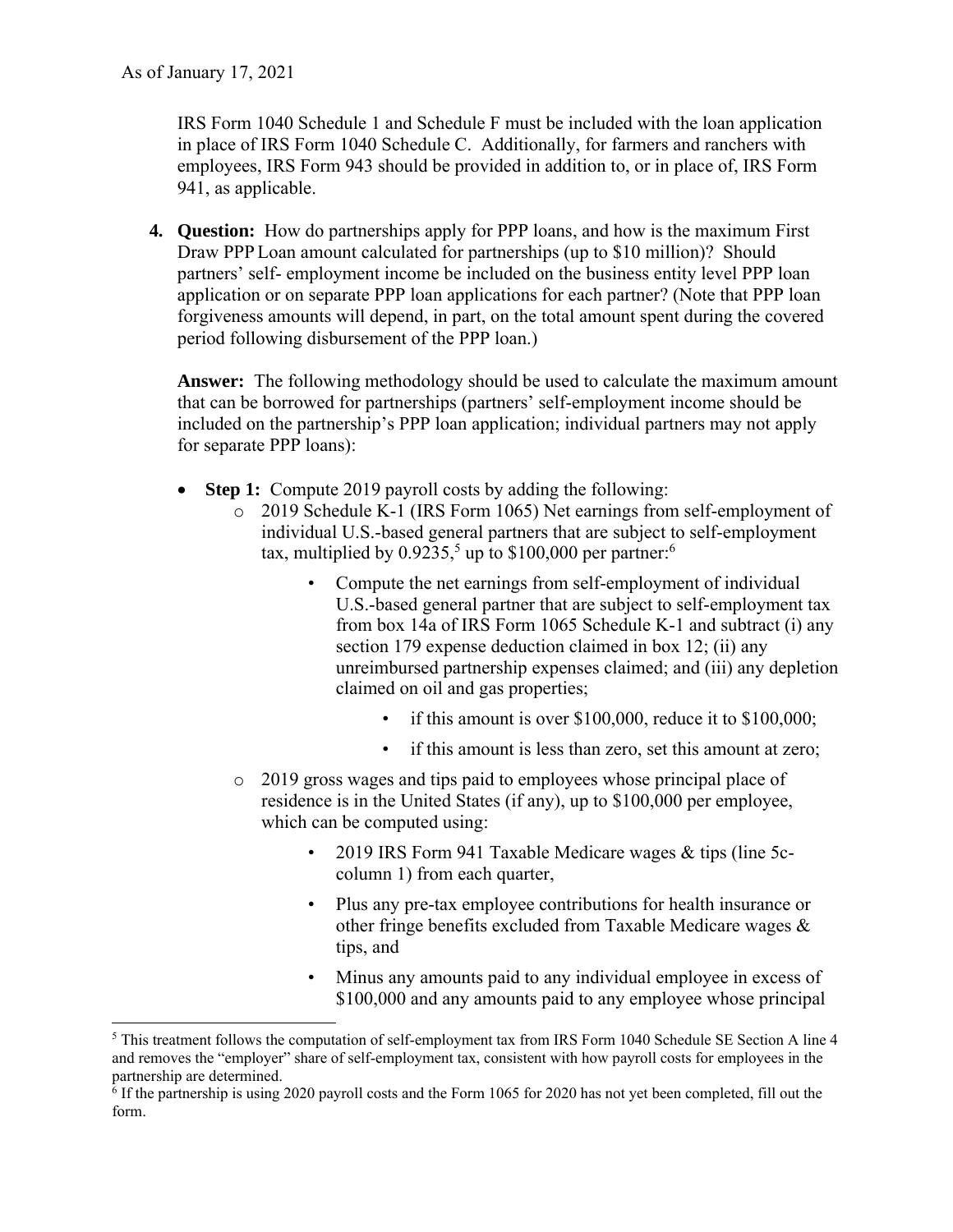IRS Form 1040 Schedule 1 and Schedule F must be included with the loan application in place of IRS Form 1040 Schedule C. Additionally, for farmers and ranchers with employees, IRS Form 943 should be provided in addition to, or in place of, IRS Form 941, as applicable.

4. **Question:** How do partnerships apply for PPP loans, and how is the maximum First Draw PPP Loan amount calculated for partnerships (up to $10 million)? Should partners' self- employment income be included on the business entity level PPP loan application or on separate PPP loan applications for each partner? (Note that PPP loan forgiveness amounts will depend, in part, on the total amount spent during the covered period following disbursement of the PPP loan.)

   **Answer:** The following methodology should be used to calculate the maximum amount that can be borrowed for partnerships (partners' self-employment income should be included on the partnership's PPP loan application; individual partners may not apply for separate PPP loans):

   - **Step 1:** Compute 2019 payroll costs by adding the following:
     - 2019 Schedule K-1 (IRS Form 1065) Net earnings from self-employment of individual U.S.-based general partners that are subject to self-employment tax, multiplied by 0.9235,[5] up to $100,000 per partner:[6]
       - Compute the net earnings from self-employment of individual U.S.-based general partner that are subject to self-employment tax from box 14a of IRS Form 1065 Schedule K-1 and subtract (i) any section 179 expense deduction claimed in box 12; (ii) any unreimbursed partnership expenses claimed; and (iii) any depletion claimed on oil and gas properties;
         - if this amount is over $100,000, reduce it to $100,000;
         - if this amount is less than zero, set this amount at zero;
     - 2019 gross wages and tips paid to employees whose principal place of residence is in the United States (if any), up to $100,000 per employee, which can be computed using:
       - 2019 IRS Form 941 Taxable Medicare wages & tips (line 5c-column 1) from each quarter,
       - Plus any pre-tax employee contributions for health insurance or other fringe benefits excluded from Taxable Medicare wages & tips, and
       - Minus any amounts paid to any individual employee in excess of $100,000 and any amounts paid to any employee whose principal

[5] This treatment follows the computation of self-employment tax from IRS Form 1040 Schedule SE Section A line 4 and removes the "employer" share of self-employment tax, consistent with how payroll costs for employees in the partnership are determined.

[6] If the partnership is using 2020 payroll costs and the Form 1065 for 2020 has not yet been completed, fill out the form.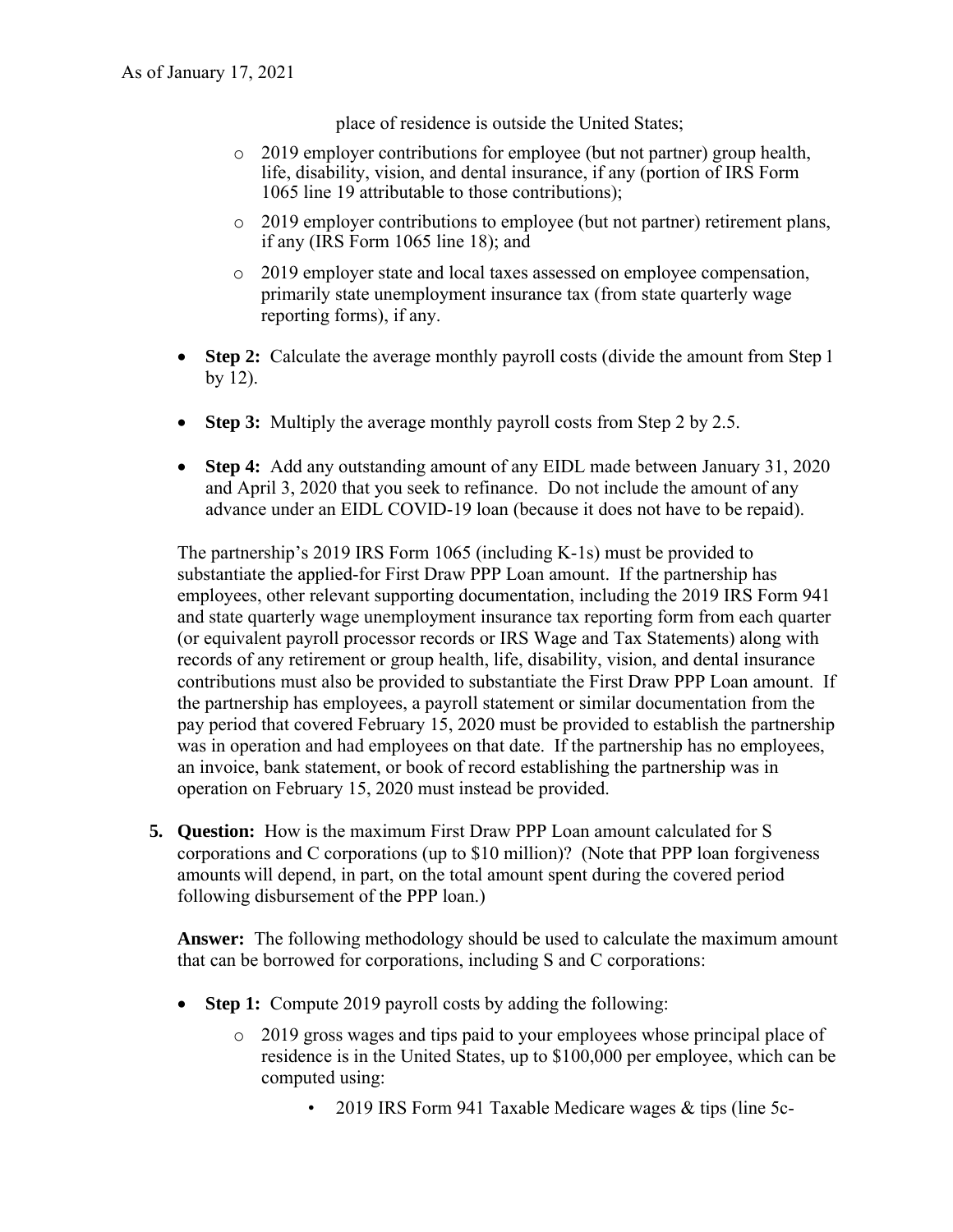place of residence is outside the United States;

  - 2019 employer contributions for employee (but not partner) group health, life, disability, vision, and dental insurance, if any (portion of IRS Form 1065 line 19 attributable to those contributions);
  - 2019 employer contributions to employee (but not partner) retirement plans, if any (IRS Form 1065 line 18); and
  - 2019 employer state and local taxes assessed on employee compensation, primarily state unemployment insurance tax (from state quarterly wage reporting forms), if any.

- **Step 2:** Calculate the average monthly payroll costs (divide the amount from Step 1 by 12).
- **Step 3:** Multiply the average monthly payroll costs from Step 2 by 2.5.
- **Step 4:** Add any outstanding amount of any EIDL made between January 31, 2020 and April 3, 2020 that you seek to refinance. Do not include the amount of any advance under an EIDL COVID-19 loan (because it does not have to be repaid).

The partnership's 2019 IRS Form 1065 (including K-1s) must be provided to substantiate the applied-for First Draw PPP Loan amount. If the partnership has employees, other relevant supporting documentation, including the 2019 IRS Form 941 and state quarterly wage unemployment insurance tax reporting form from each quarter (or equivalent payroll processor records or IRS Wage and Tax Statements) along with records of any retirement or group health, life, disability, vision, and dental insurance contributions must also be provided to substantiate the First Draw PPP Loan amount. If the partnership has employees, a payroll statement or similar documentation from the pay period that covered February 15, 2020 must be provided to establish the partnership was in operation and had employees on that date. If the partnership has no employees, an invoice, bank statement, or book of record establishing the partnership was in operation on February 15, 2020 must instead be provided.

5. **Question:** How is the maximum First Draw PPP Loan amount calculated for S corporations and C corporations (up to $10 million)? (Note that PPP loan forgiveness amounts will depend, in part, on the total amount spent during the covered period following disbursement of the PPP loan.)

   **Answer:** The following methodology should be used to calculate the maximum amount that can be borrowed for corporations, including S and C corporations:

   - **Step 1:** Compute 2019 payroll costs by adding the following:
     - 2019 gross wages and tips paid to your employees whose principal place of residence is in the United States, up to $100,000 per employee, which can be computed using:
       - 2019 IRS Form 941 Taxable Medicare wages & tips (line 5c-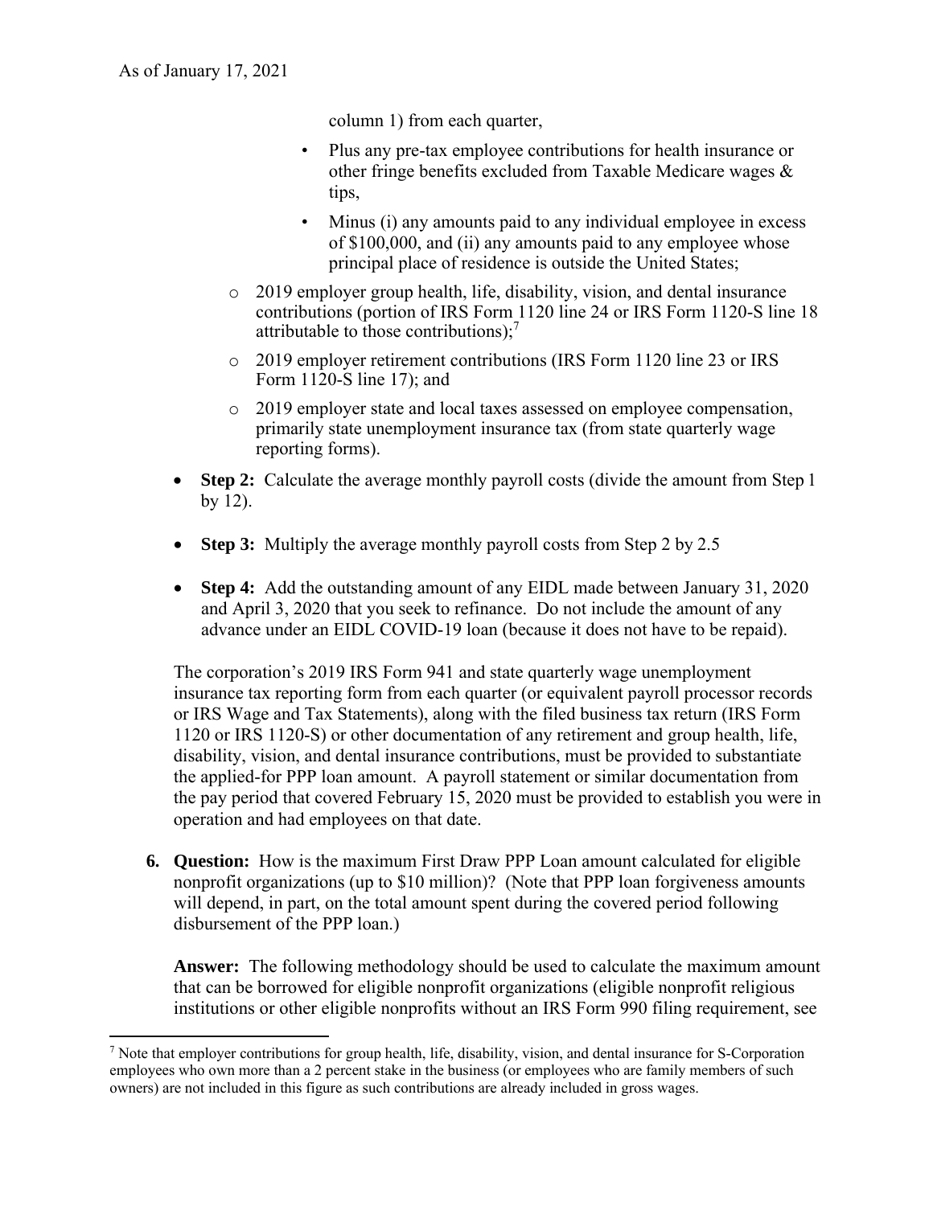column 1) from each quarter,

    - Plus any pre-tax employee contributions for health insurance or other fringe benefits excluded from Taxable Medicare wages & tips,
    - Minus (i) any amounts paid to any individual employee in excess of $100,000, and (ii) any amounts paid to any employee whose principal place of residence is outside the United States;

  - 2019 employer group health, life, disability, vision, and dental insurance contributions (portion of IRS Form 1120 line 24 or IRS Form 1120-S line 18 attributable to those contributions);[7]
  - 2019 employer retirement contributions (IRS Form 1120 line 23 or IRS Form 1120-S line 17); and
  - 2019 employer state and local taxes assessed on employee compensation, primarily state unemployment insurance tax (from state quarterly wage reporting forms).

- **Step 2:** Calculate the average monthly payroll costs (divide the amount from Step 1 by 12).
- **Step 3:** Multiply the average monthly payroll costs from Step 2 by 2.5
- **Step 4:** Add the outstanding amount of any EIDL made between January 31, 2020 and April 3, 2020 that you seek to refinance. Do not include the amount of any advance under an EIDL COVID-19 loan (because it does not have to be repaid).

The corporation's 2019 IRS Form 941 and state quarterly wage unemployment insurance tax reporting form from each quarter (or equivalent payroll processor records or IRS Wage and Tax Statements), along with the filed business tax return (IRS Form 1120 or IRS 1120-S) or other documentation of any retirement and group health, life, disability, vision, and dental insurance contributions, must be provided to substantiate the applied-for PPP loan amount. A payroll statement or similar documentation from the pay period that covered February 15, 2020 must be provided to establish you were in operation and had employees on that date.

6. **Question:** How is the maximum First Draw PPP Loan amount calculated for eligible nonprofit organizations (up to $10 million)? (Note that PPP loan forgiveness amounts will depend, in part, on the total amount spent during the covered period following disbursement of the PPP loan.)

   **Answer:** The following methodology should be used to calculate the maximum amount that can be borrowed for eligible nonprofit organizations (eligible nonprofit religious institutions or other eligible nonprofits without an IRS Form 990 filing requirement, see

[7] Note that employer contributions for group health, life, disability, vision, and dental insurance for S-Corporation employees who own more than a 2 percent stake in the business (or employees who are family members of such owners) are not included in this figure as such contributions are already included in gross wages.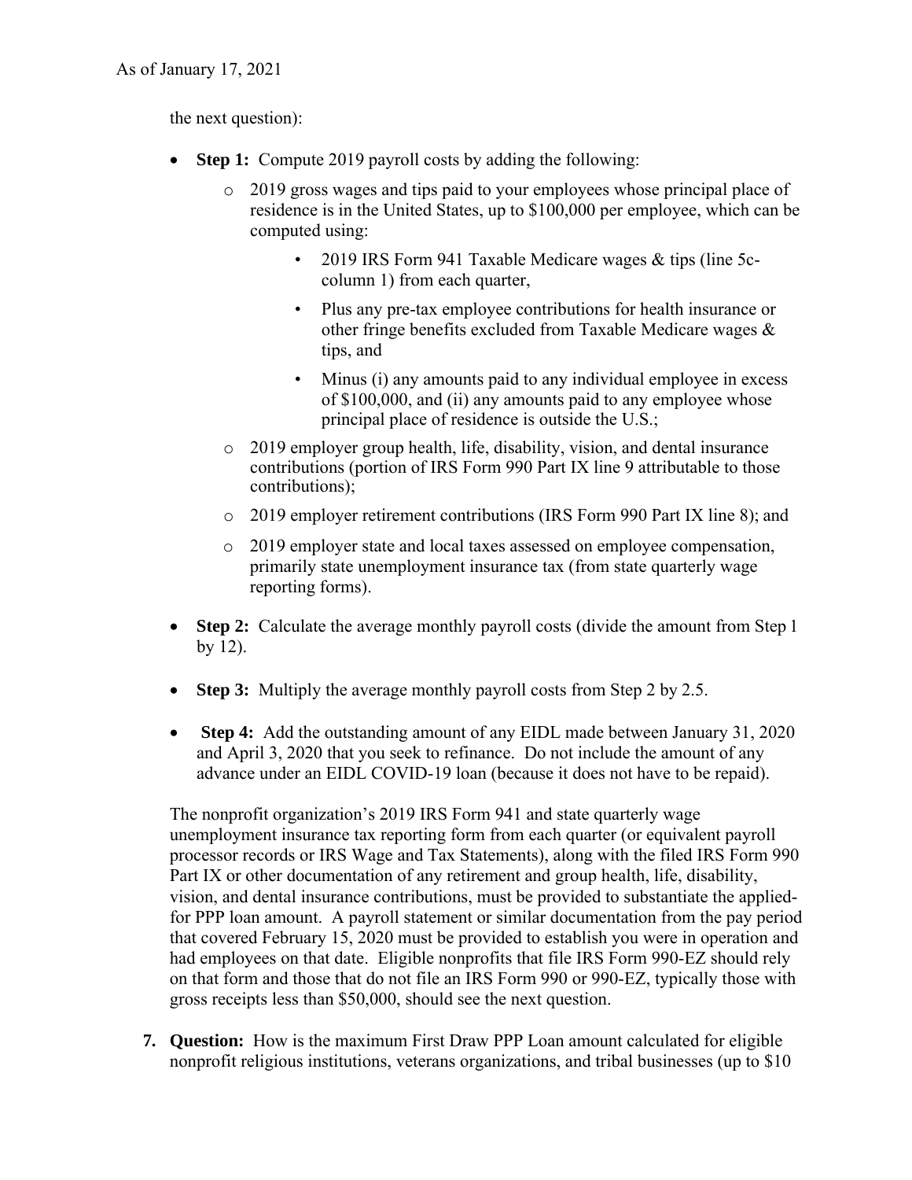the next question):

- **Step 1:** Compute 2019 payroll costs by adding the following:
  - 2019 gross wages and tips paid to your employees whose principal place of residence is in the United States, up to $100,000 per employee, which can be computed using:
    - 2019 IRS Form 941 Taxable Medicare wages & tips (line 5c-column 1) from each quarter,
    - Plus any pre-tax employee contributions for health insurance or other fringe benefits excluded from Taxable Medicare wages & tips, and
    - Minus (i) any amounts paid to any individual employee in excess of $100,000, and (ii) any amounts paid to any employee whose principal place of residence is outside the U.S.;
  - 2019 employer group health, life, disability, vision, and dental insurance contributions (portion of IRS Form 990 Part IX line 9 attributable to those contributions);
  - 2019 employer retirement contributions (IRS Form 990 Part IX line 8); and
  - 2019 employer state and local taxes assessed on employee compensation, primarily state unemployment insurance tax (from state quarterly wage reporting forms).
- **Step 2:** Calculate the average monthly payroll costs (divide the amount from Step 1 by 12).
- **Step 3:** Multiply the average monthly payroll costs from Step 2 by 2.5.
- **Step 4:** Add the outstanding amount of any EIDL made between January 31, 2020 and April 3, 2020 that you seek to refinance. Do not include the amount of any advance under an EIDL COVID-19 loan (because it does not have to be repaid).

The nonprofit organization's 2019 IRS Form 941 and state quarterly wage unemployment insurance tax reporting form from each quarter (or equivalent payroll processor records or IRS Wage and Tax Statements), along with the filed IRS Form 990 Part IX or other documentation of any retirement and group health, life, disability, vision, and dental insurance contributions, must be provided to substantiate the applied-for PPP loan amount. A payroll statement or similar documentation from the pay period that covered February 15, 2020 must be provided to establish you were in operation and had employees on that date. Eligible nonprofits that file IRS Form 990-EZ should rely on that form and those that do not file an IRS Form 990 or 990-EZ, typically those with gross receipts less than $50,000, should see the next question.

7. **Question:** How is the maximum First Draw PPP Loan amount calculated for eligible nonprofit religious institutions, veterans organizations, and tribal businesses (up to $10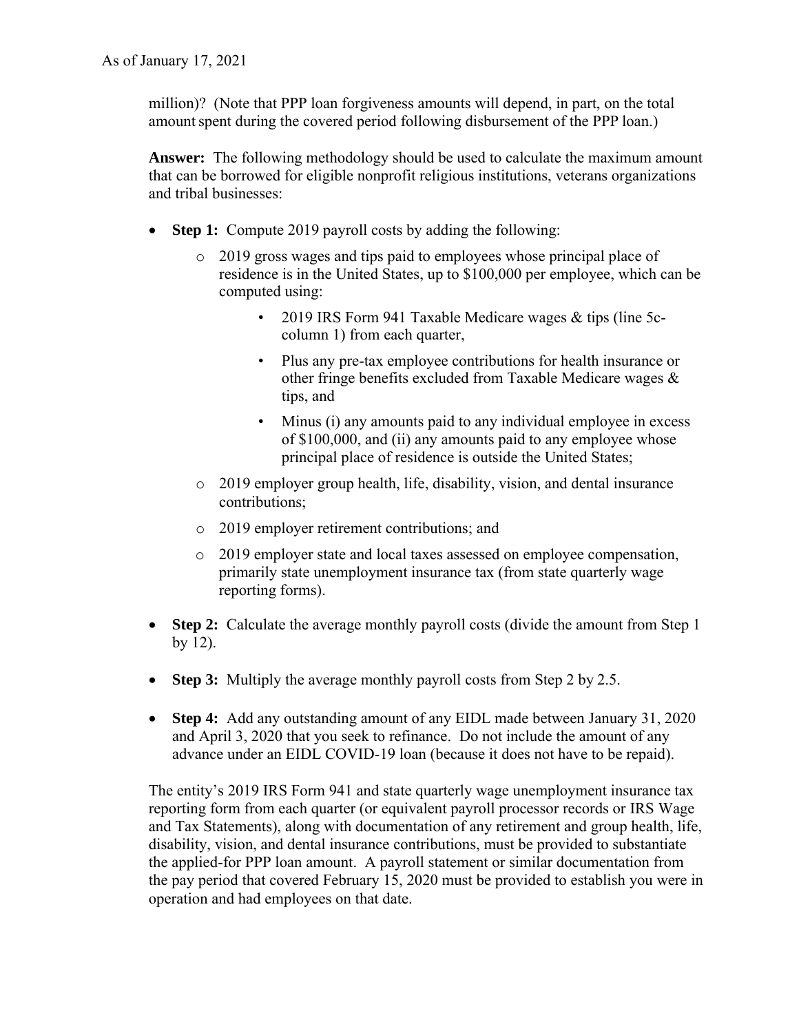million)? (Note that PPP loan forgiveness amounts will depend, in part, on the total amount spent during the covered period following disbursement of the PPP loan.)

**Answer:** The following methodology should be used to calculate the maximum amount that can be borrowed for eligible nonprofit religious institutions, veterans organizations and tribal businesses:

- **Step 1:** Compute 2019 payroll costs by adding the following:
  - 2019 gross wages and tips paid to employees whose principal place of residence is in the United States, up to $100,000 per employee, which can be computed using:
    - 2019 IRS Form 941 Taxable Medicare wages & tips (line 5c-column 1) from each quarter,
    - Plus any pre-tax employee contributions for health insurance or other fringe benefits excluded from Taxable Medicare wages & tips, and
    - Minus (i) any amounts paid to any individual employee in excess of $100,000, and (ii) any amounts paid to any employee whose principal place of residence is outside the United States;
  - 2019 employer group health, life, disability, vision, and dental insurance contributions;
  - 2019 employer retirement contributions; and
  - 2019 employer state and local taxes assessed on employee compensation, primarily state unemployment insurance tax (from state quarterly wage reporting forms).
- **Step 2:** Calculate the average monthly payroll costs (divide the amount from Step 1 by 12).
- **Step 3:** Multiply the average monthly payroll costs from Step 2 by 2.5.
- **Step 4:** Add any outstanding amount of any EIDL made between January 31, 2020 and April 3, 2020 that you seek to refinance. Do not include the amount of any advance under an EIDL COVID-19 loan (because it does not have to be repaid).

The entity's 2019 IRS Form 941 and state quarterly wage unemployment insurance tax reporting form from each quarter (or equivalent payroll processor records or IRS Wage and Tax Statements), along with documentation of any retirement and group health, life, disability, vision, and dental insurance contributions, must be provided to substantiate the applied-for PPP loan amount. A payroll statement or similar documentation from the pay period that covered February 15, 2020 must be provided to establish you were in operation and had employees on that date.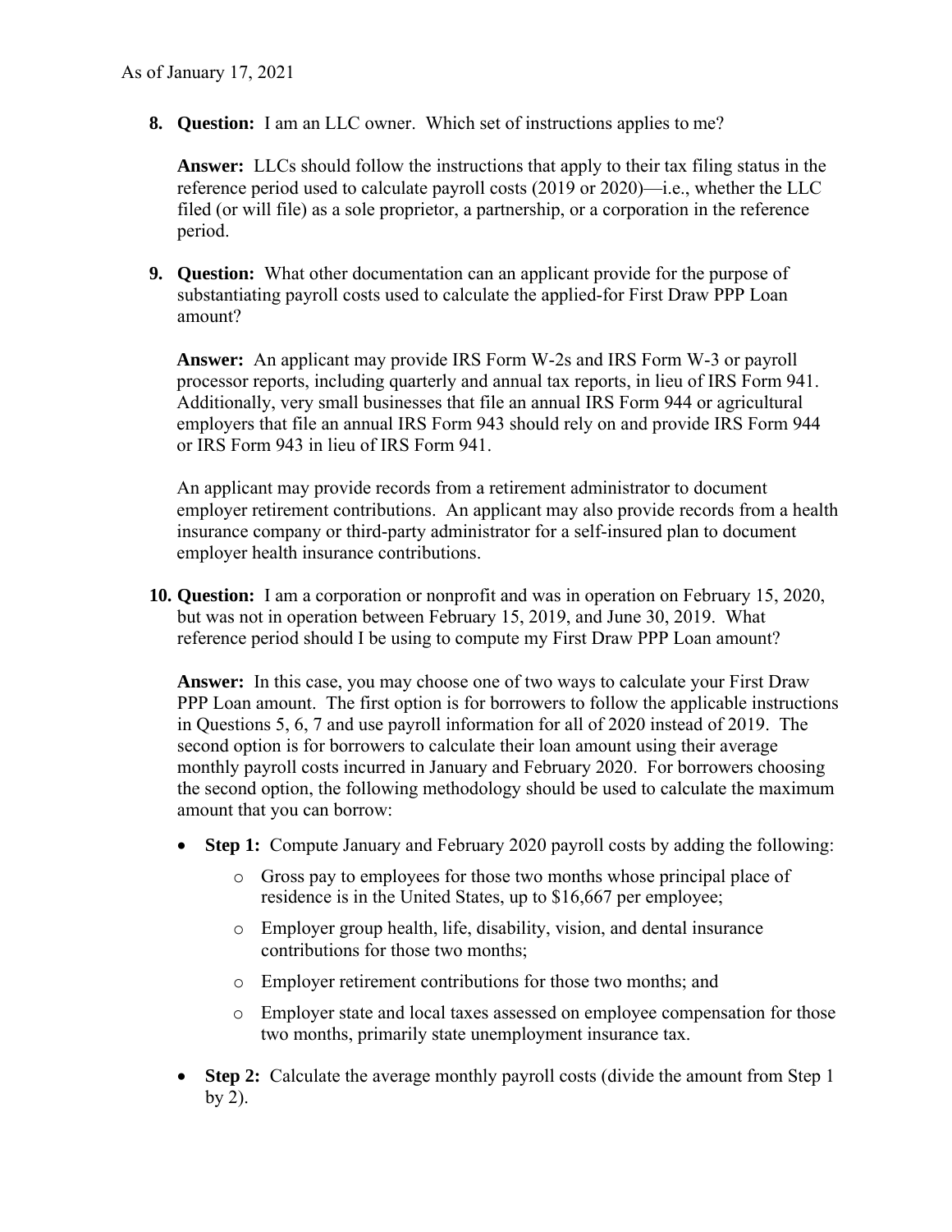As of January 17, 2021

8. **Question:** I am an LLC owner. Which set of instructions applies to me?

   **Answer:** LLCs should follow the instructions that apply to their tax filing status in the reference period used to calculate payroll costs (2019 or 2020)—i.e., whether the LLC filed (or will file) as a sole proprietor, a partnership, or a corporation in the reference period.

9. **Question:** What other documentation can an applicant provide for the purpose of substantiating payroll costs used to calculate the applied-for First Draw PPP Loan amount?

   **Answer:** An applicant may provide IRS Form W-2s and IRS Form W-3 or payroll processor reports, including quarterly and annual tax reports, in lieu of IRS Form 941. Additionally, very small businesses that file an annual IRS Form 944 or agricultural employers that file an annual IRS Form 943 should rely on and provide IRS Form 944 or IRS Form 943 in lieu of IRS Form 941.

   An applicant may provide records from a retirement administrator to document employer retirement contributions. An applicant may also provide records from a health insurance company or third-party administrator for a self-insured plan to document employer health insurance contributions.

10. **Question:** I am a corporation or nonprofit and was in operation on February 15, 2020, but was not in operation between February 15, 2019, and June 30, 2019. What reference period should I be using to compute my First Draw PPP Loan amount?

    **Answer:** In this case, you may choose one of two ways to calculate your First Draw PPP Loan amount. The first option is for borrowers to follow the applicable instructions in Questions 5, 6, 7 and use payroll information for all of 2020 instead of 2019. The second option is for borrowers to calculate their loan amount using their average monthly payroll costs incurred in January and February 2020. For borrowers choosing the second option, the following methodology should be used to calculate the maximum amount that you can borrow:

    - **Step 1:** Compute January and February 2020 payroll costs by adding the following:
        - Gross pay to employees for those two months whose principal place of residence is in the United States, up to $16,667 per employee;
        - Employer group health, life, disability, vision, and dental insurance contributions for those two months;
        - Employer retirement contributions for those two months; and
        - Employer state and local taxes assessed on employee compensation for those two months, primarily state unemployment insurance tax.
    - **Step 2:** Calculate the average monthly payroll costs (divide the amount from Step 1 by 2).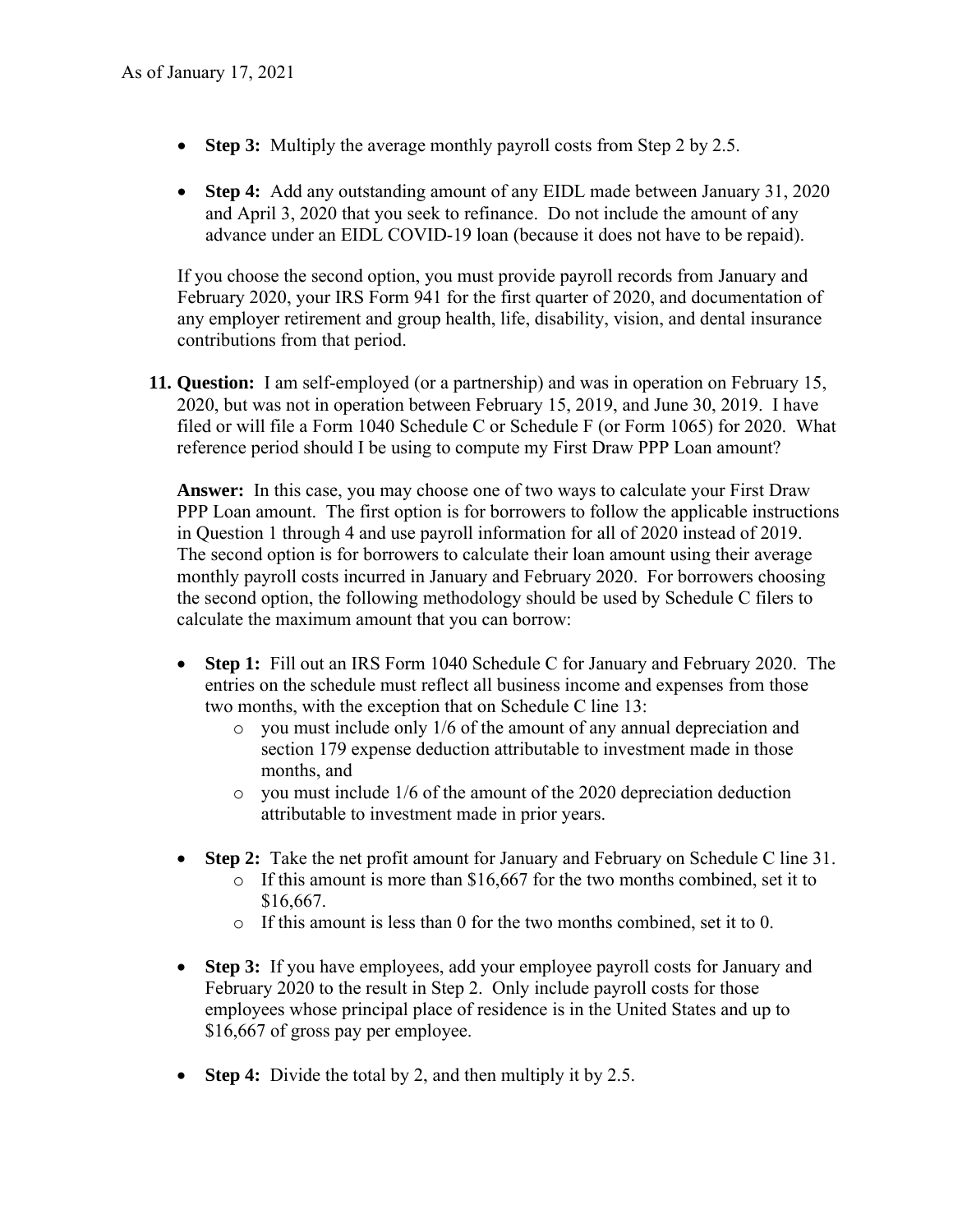- **Step 3:** Multiply the average monthly payroll costs from Step 2 by 2.5.

- **Step 4:** Add any outstanding amount of any EIDL made between January 31, 2020 and April 3, 2020 that you seek to refinance. Do not include the amount of any advance under an EIDL COVID-19 loan (because it does not have to be repaid).

If you choose the second option, you must provide payroll records from January and February 2020, your IRS Form 941 for the first quarter of 2020, and documentation of any employer retirement and group health, life, disability, vision, and dental insurance contributions from that period.

11. **Question:** I am self-employed (or a partnership) and was in operation on February 15, 2020, but was not in operation between February 15, 2019, and June 30, 2019. I have filed or will file a Form 1040 Schedule C or Schedule F (or Form 1065) for 2020. What reference period should I be using to compute my First Draw PPP Loan amount?

    **Answer:** In this case, you may choose one of two ways to calculate your First Draw PPP Loan amount. The first option is for borrowers to follow the applicable instructions in Question 1 through 4 and use payroll information for all of 2020 instead of 2019. The second option is for borrowers to calculate their loan amount using their average monthly payroll costs incurred in January and February 2020. For borrowers choosing the second option, the following methodology should be used by Schedule C filers to calculate the maximum amount that you can borrow:

    - **Step 1:** Fill out an IRS Form 1040 Schedule C for January and February 2020. The entries on the schedule must reflect all business income and expenses from those two months, with the exception that on Schedule C line 13:
        - you must include only 1/6 of the amount of any annual depreciation and section 179 expense deduction attributable to investment made in those months, and
        - you must include 1/6 of the amount of the 2020 depreciation deduction attributable to investment made in prior years.

    - **Step 2:** Take the net profit amount for January and February on Schedule C line 31.
        - If this amount is more than $16,667 for the two months combined, set it to $16,667.
        - If this amount is less than 0 for the two months combined, set it to 0.

    - **Step 3:** If you have employees, add your employee payroll costs for January and February 2020 to the result in Step 2. Only include payroll costs for those employees whose principal place of residence is in the United States and up to $16,667 of gross pay per employee.

    - **Step 4:** Divide the total by 2, and then multiply it by 2.5.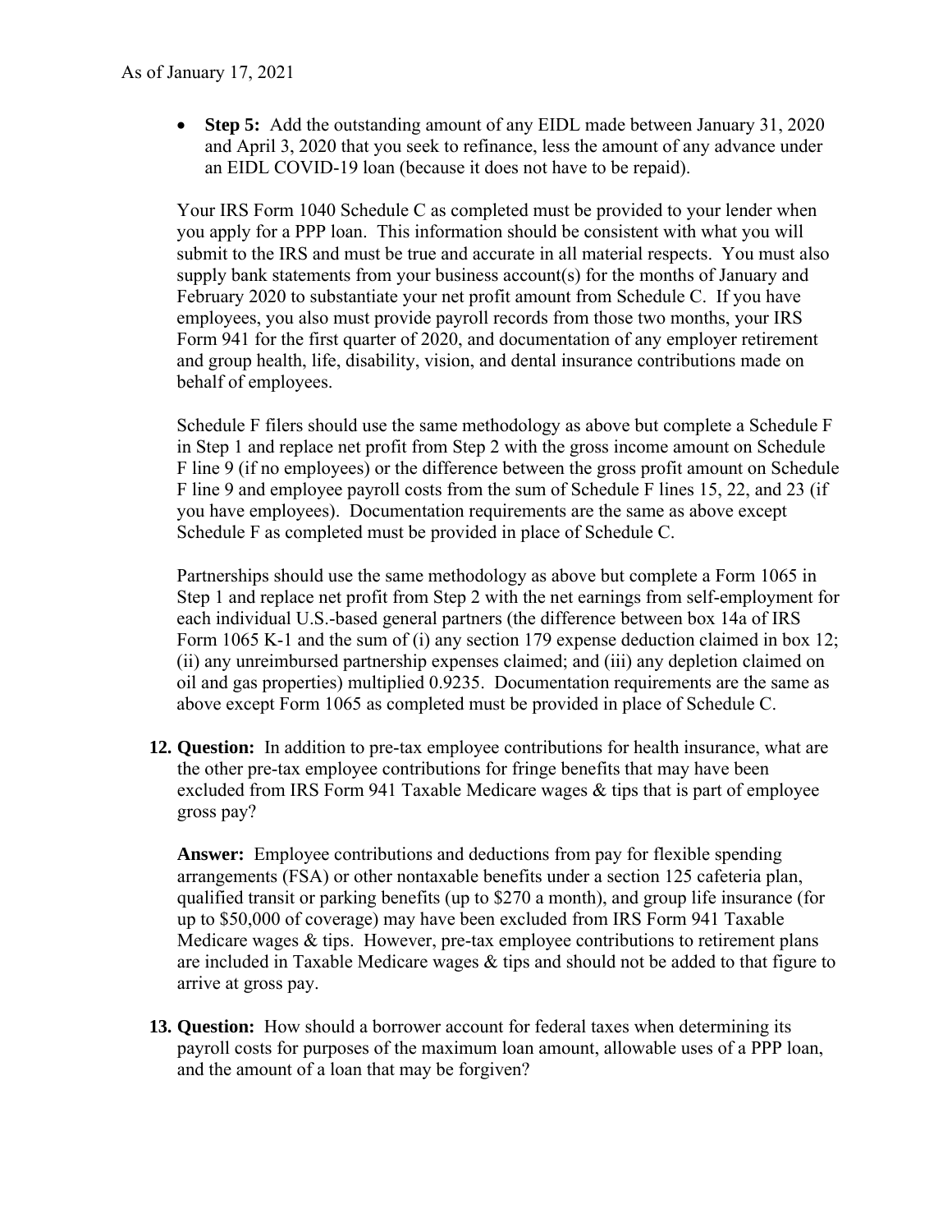As of January 17, 2021

- **Step 5:** Add the outstanding amount of any EIDL made between January 31, 2020 and April 3, 2020 that you seek to refinance, less the amount of any advance under an EIDL COVID-19 loan (because it does not have to be repaid).

Your IRS Form 1040 Schedule C as completed must be provided to your lender when you apply for a PPP loan. This information should be consistent with what you will submit to the IRS and must be true and accurate in all material respects. You must also supply bank statements from your business account(s) for the months of January and February 2020 to substantiate your net profit amount from Schedule C. If you have employees, you also must provide payroll records from those two months, your IRS Form 941 for the first quarter of 2020, and documentation of any employer retirement and group health, life, disability, vision, and dental insurance contributions made on behalf of employees.

Schedule F filers should use the same methodology as above but complete a Schedule F in Step 1 and replace net profit from Step 2 with the gross income amount on Schedule F line 9 (if no employees) or the difference between the gross profit amount on Schedule F line 9 and employee payroll costs from the sum of Schedule F lines 15, 22, and 23 (if you have employees). Documentation requirements are the same as above except Schedule F as completed must be provided in place of Schedule C.

Partnerships should use the same methodology as above but complete a Form 1065 in Step 1 and replace net profit from Step 2 with the net earnings from self-employment for each individual U.S.-based general partners (the difference between box 14a of IRS Form 1065 K-1 and the sum of (i) any section 179 expense deduction claimed in box 12; (ii) any unreimbursed partnership expenses claimed; and (iii) any depletion claimed on oil and gas properties) multiplied 0.9235. Documentation requirements are the same as above except Form 1065 as completed must be provided in place of Schedule C.

12. **Question:** In addition to pre-tax employee contributions for health insurance, what are the other pre-tax employee contributions for fringe benefits that may have been excluded from IRS Form 941 Taxable Medicare wages & tips that is part of employee gross pay?

    **Answer:** Employee contributions and deductions from pay for flexible spending arrangements (FSA) or other nontaxable benefits under a section 125 cafeteria plan, qualified transit or parking benefits (up to $270 a month), and group life insurance (for up to $50,000 of coverage) may have been excluded from IRS Form 941 Taxable Medicare wages & tips. However, pre-tax employee contributions to retirement plans are included in Taxable Medicare wages & tips and should not be added to that figure to arrive at gross pay.

13. **Question:** How should a borrower account for federal taxes when determining its payroll costs for purposes of the maximum loan amount, allowable uses of a PPP loan, and the amount of a loan that may be forgiven?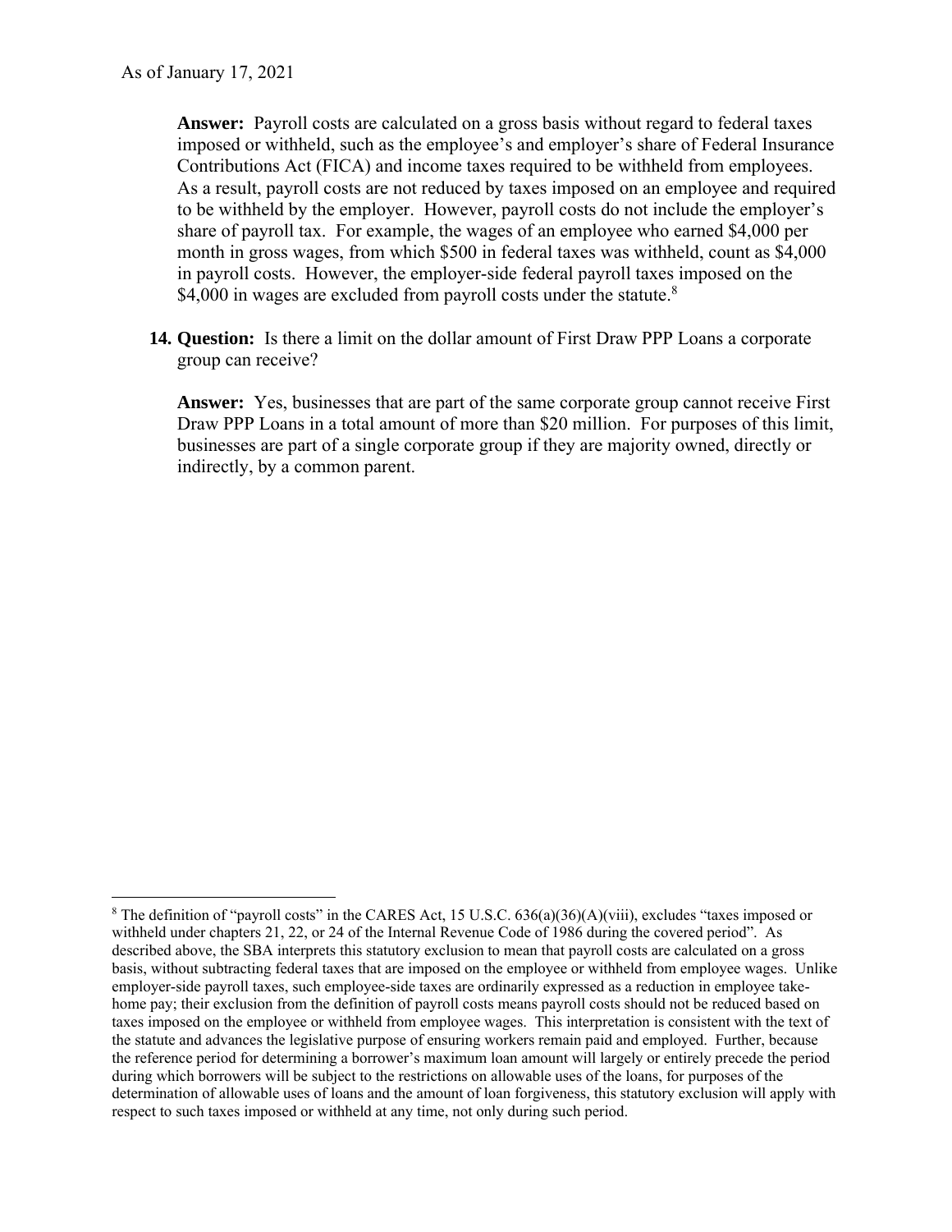**Answer:** Payroll costs are calculated on a gross basis without regard to federal taxes imposed or withheld, such as the employee's and employer's share of Federal Insurance Contributions Act (FICA) and income taxes required to be withheld from employees. As a result, payroll costs are not reduced by taxes imposed on an employee and required to be withheld by the employer. However, payroll costs do not include the employer's share of payroll tax. For example, the wages of an employee who earned $4,000 per month in gross wages, from which $500 in federal taxes was withheld, count as $4,000 in payroll costs. However, the employer-side federal payroll taxes imposed on the $4,000 in wages are excluded from payroll costs under the statute.[8]

14. **Question:** Is there a limit on the dollar amount of First Draw PPP Loans a corporate group can receive?

    **Answer:** Yes, businesses that are part of the same corporate group cannot receive First Draw PPP Loans in a total amount of more than $20 million. For purposes of this limit, businesses are part of a single corporate group if they are majority owned, directly or indirectly, by a common parent.

---

[8] The definition of "payroll costs" in the CARES Act, 15 U.S.C. 636(a)(36)(A)(viii), excludes "taxes imposed or withheld under chapters 21, 22, or 24 of the Internal Revenue Code of 1986 during the covered period". As described above, the SBA interprets this statutory exclusion to mean that payroll costs are calculated on a gross basis, without subtracting federal taxes that are imposed on the employee or withheld from employee wages. Unlike employer-side payroll taxes, such employee-side taxes are ordinarily expressed as a reduction in employee take-home pay; their exclusion from the definition of payroll costs means payroll costs should not be reduced based on taxes imposed on the employee or withheld from employee wages. This interpretation is consistent with the text of the statute and advances the legislative purpose of ensuring workers remain paid and employed. Further, because the reference period for determining a borrower's maximum loan amount will largely or entirely precede the period during which borrowers will be subject to the restrictions on allowable uses of the loans, for purposes of the determination of allowable uses of loans and the amount of loan forgiveness, this statutory exclusion will apply with respect to such taxes imposed or withheld at any time, not only during such period.